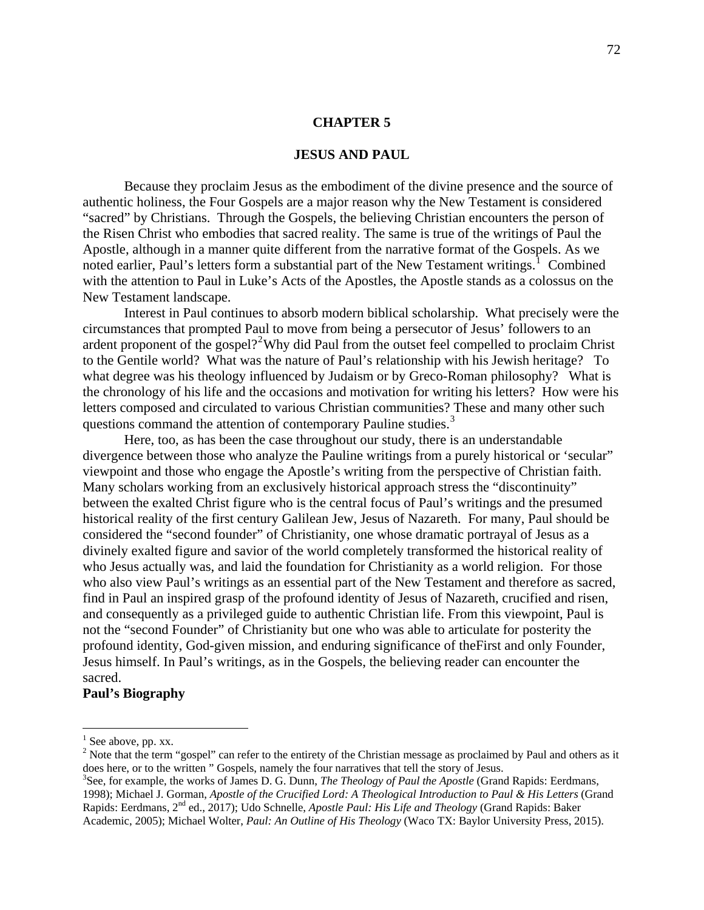# CHAPTER 5

# JESUS AND PAUL

Because they proclaim Jesus as the embodiment of the divine presence and the source of authentic holiness, the Four Gospels are a major reason why the New Testament is considered "sacred" by Christians. Through the Gospels, the believing Christian encounters the person of the Risen Christ who embodies that sacred reality. The same is true of the writings of Paul the Apostle, although in a manner quite different from the narrative format of the Gospels. As we noted earlier, Paul's letters form a substantial part of the New Testament writings.[1] Combined with the attention to Paul in Luke's Acts of the Apostles, the Apostle stands as a colossus on the New Testament landscape.

Interest in Paul continues to absorb modern biblical scholarship. What precisely were the circumstances that prompted Paul to move from being a persecutor of Jesus' followers to an ardent proponent of the gospel?[2]Why did Paul from the outset feel compelled to proclaim Christ to the Gentile world? What was the nature of Paul's relationship with his Jewish heritage? To what degree was his theology influenced by Judaism or by Greco-Roman philosophy? What is the chronology of his life and the occasions and motivation for writing his letters? How were his letters composed and circulated to various Christian communities? These and many other such questions command the attention of contemporary Pauline studies.[3]

Here, too, as has been the case throughout our study, there is an understandable divergence between those who analyze the Pauline writings from a purely historical or 'secular" viewpoint and those who engage the Apostle's writing from the perspective of Christian faith. Many scholars working from an exclusively historical approach stress the "discontinuity" between the exalted Christ figure who is the central focus of Paul's writings and the presumed historical reality of the first century Galilean Jew, Jesus of Nazareth. For many, Paul should be considered the "second founder" of Christianity, one whose dramatic portrayal of Jesus as a divinely exalted figure and savior of the world completely transformed the historical reality of who Jesus actually was, and laid the foundation for Christianity as a world religion. For those who also view Paul's writings as an essential part of the New Testament and therefore as sacred, find in Paul an inspired grasp of the profound identity of Jesus of Nazareth, crucified and risen, and consequently as a privileged guide to authentic Christian life. From this viewpoint, Paul is not the "second Founder" of Christianity but one who was able to articulate for posterity the profound identity, God-given mission, and enduring significance of theFirst and only Founder, Jesus himself. In Paul's writings, as in the Gospels, the believing reader can encounter the sacred.

## Paul's Biography

---

[1] See above, pp. xx.

[2] Note that the term "gospel" can refer to the entirety of the Christian message as proclaimed by Paul and others as it does here, or to the written " Gospels, namely the four narratives that tell the story of Jesus.

[3]See, for example, the works of James D. G. Dunn, *The Theology of Paul the Apostle* (Grand Rapids: Eerdmans, 1998); Michael J. Gorman, *Apostle of the Crucified Lord: A Theological Introduction to Paul & His Letters* (Grand Rapids: Eerdmans, 2nd ed., 2017); Udo Schnelle, *Apostle Paul: His Life and Theology* (Grand Rapids: Baker Academic, 2005); Michael Wolter, *Paul: An Outline of His Theology* (Waco TX: Baylor University Press, 2015).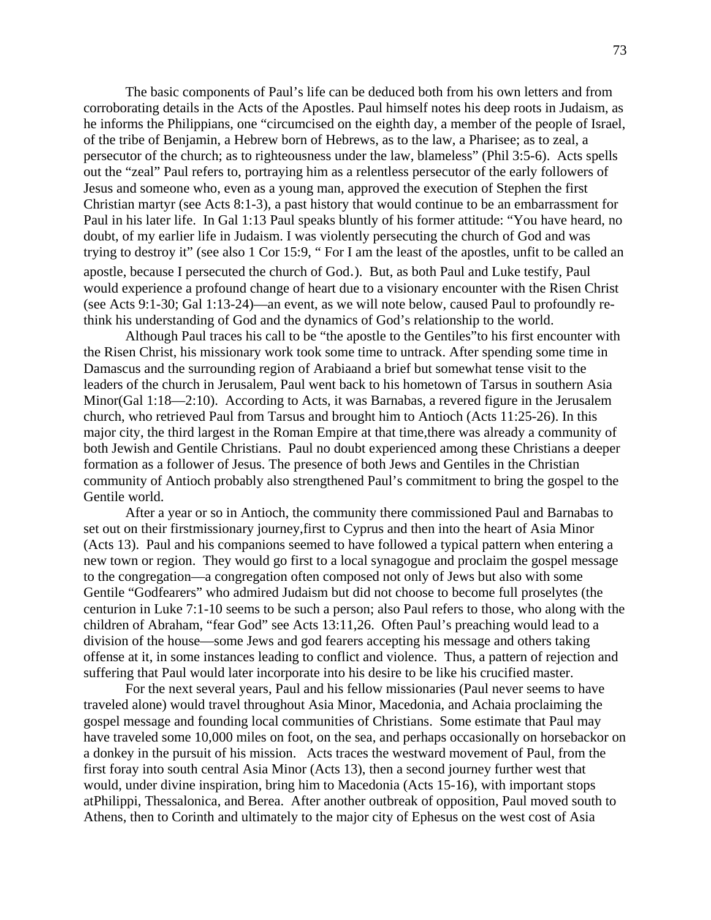The basic components of Paul's life can be deduced both from his own letters and from corroborating details in the Acts of the Apostles. Paul himself notes his deep roots in Judaism, as he informs the Philippians, one "circumcised on the eighth day, a member of the people of Israel, of the tribe of Benjamin, a Hebrew born of Hebrews, as to the law, a Pharisee; as to zeal, a persecutor of the church; as to righteousness under the law, blameless" (Phil 3:5-6). Acts spells out the "zeal" Paul refers to, portraying him as a relentless persecutor of the early followers of Jesus and someone who, even as a young man, approved the execution of Stephen the first Christian martyr (see Acts 8:1-3), a past history that would continue to be an embarrassment for Paul in his later life. In Gal 1:13 Paul speaks bluntly of his former attitude: "You have heard, no doubt, of my earlier life in Judaism. I was violently persecuting the church of God and was trying to destroy it" (see also 1 Cor 15:9, " For I am the least of the apostles, unfit to be called an apostle, because I persecuted the church of God.). But, as both Paul and Luke testify, Paul would experience a profound change of heart due to a visionary encounter with the Risen Christ (see Acts 9:1-30; Gal 1:13-24)—an event, as we will note below, caused Paul to profoundly re-think his understanding of God and the dynamics of God's relationship to the world.

Although Paul traces his call to be "the apostle to the Gentiles"to his first encounter with the Risen Christ, his missionary work took some time to untrack. After spending some time in Damascus and the surrounding region of Arabiaand a brief but somewhat tense visit to the leaders of the church in Jerusalem, Paul went back to his hometown of Tarsus in southern Asia Minor(Gal 1:18—2:10). According to Acts, it was Barnabas, a revered figure in the Jerusalem church, who retrieved Paul from Tarsus and brought him to Antioch (Acts 11:25-26). In this major city, the third largest in the Roman Empire at that time,there was already a community of both Jewish and Gentile Christians. Paul no doubt experienced among these Christians a deeper formation as a follower of Jesus. The presence of both Jews and Gentiles in the Christian community of Antioch probably also strengthened Paul's commitment to bring the gospel to the Gentile world.

After a year or so in Antioch, the community there commissioned Paul and Barnabas to set out on their firstmissionary journey,first to Cyprus and then into the heart of Asia Minor (Acts 13). Paul and his companions seemed to have followed a typical pattern when entering a new town or region. They would go first to a local synagogue and proclaim the gospel message to the congregation—a congregation often composed not only of Jews but also with some Gentile "Godfearers" who admired Judaism but did not choose to become full proselytes (the centurion in Luke 7:1-10 seems to be such a person; also Paul refers to those, who along with the children of Abraham, "fear God" see Acts 13:11,26. Often Paul's preaching would lead to a division of the house—some Jews and god fearers accepting his message and others taking offense at it, in some instances leading to conflict and violence. Thus, a pattern of rejection and suffering that Paul would later incorporate into his desire to be like his crucified master.

For the next several years, Paul and his fellow missionaries (Paul never seems to have traveled alone) would travel throughout Asia Minor, Macedonia, and Achaia proclaiming the gospel message and founding local communities of Christians. Some estimate that Paul may have traveled some 10,000 miles on foot, on the sea, and perhaps occasionally on horsebackor on a donkey in the pursuit of his mission. Acts traces the westward movement of Paul, from the first foray into south central Asia Minor (Acts 13), then a second journey further west that would, under divine inspiration, bring him to Macedonia (Acts 15-16), with important stops atPhilippi, Thessalonica, and Berea. After another outbreak of opposition, Paul moved south to Athens, then to Corinth and ultimately to the major city of Ephesus on the west cost of Asia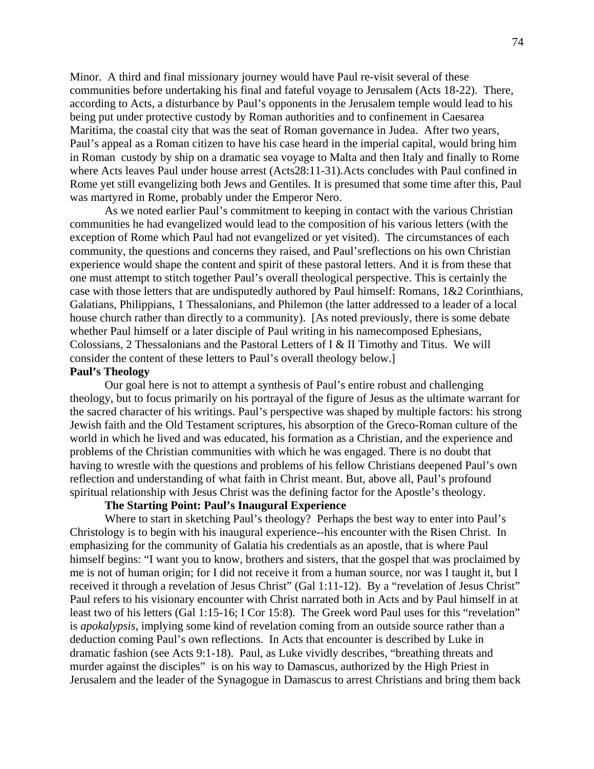Minor. A third and final missionary journey would have Paul re-visit several of these communities before undertaking his final and fateful voyage to Jerusalem (Acts 18-22). There, according to Acts, a disturbance by Paul's opponents in the Jerusalem temple would lead to his being put under protective custody by Roman authorities and to confinement in Caesarea Maritima, the coastal city that was the seat of Roman governance in Judea. After two years, Paul's appeal as a Roman citizen to have his case heard in the imperial capital, would bring him in Roman custody by ship on a dramatic sea voyage to Malta and then Italy and finally to Rome where Acts leaves Paul under house arrest (Acts28:11-31).Acts concludes with Paul confined in Rome yet still evangelizing both Jews and Gentiles. It is presumed that some time after this, Paul was martyred in Rome, probably under the Emperor Nero.

As we noted earlier Paul's commitment to keeping in contact with the various Christian communities he had evangelized would lead to the composition of his various letters (with the exception of Rome which Paul had not evangelized or yet visited). The circumstances of each community, the questions and concerns they raised, and Paul'sreflections on his own Christian experience would shape the content and spirit of these pastoral letters. And it is from these that one must attempt to stitch together Paul's overall theological perspective. This is certainly the case with those letters that are undisputedly authored by Paul himself: Romans, 1&2 Corinthians, Galatians, Philippians, 1 Thessalonians, and Philemon (the latter addressed to a leader of a local house church rather than directly to a community). [As noted previously, there is some debate whether Paul himself or a later disciple of Paul writing in his namecomposed Ephesians, Colossians, 2 Thessalonians and the Pastoral Letters of I & II Timothy and Titus. We will consider the content of these letters to Paul's overall theology below.]

## Paul's Theology

Our goal here is not to attempt a synthesis of Paul's entire robust and challenging theology, but to focus primarily on his portrayal of the figure of Jesus as the ultimate warrant for the sacred character of his writings. Paul's perspective was shaped by multiple factors: his strong Jewish faith and the Old Testament scriptures, his absorption of the Greco-Roman culture of the world in which he lived and was educated, his formation as a Christian, and the experience and problems of the Christian communities with which he was engaged. There is no doubt that having to wrestle with the questions and problems of his fellow Christians deepened Paul's own reflection and understanding of what faith in Christ meant. But, above all, Paul's profound spiritual relationship with Jesus Christ was the defining factor for the Apostle's theology.

### The Starting Point: Paul's Inaugural Experience

Where to start in sketching Paul's theology? Perhaps the best way to enter into Paul's Christology is to begin with his inaugural experience--his encounter with the Risen Christ. In emphasizing for the community of Galatia his credentials as an apostle, that is where Paul himself begins: "I want you to know, brothers and sisters, that the gospel that was proclaimed by me is not of human origin; for I did not receive it from a human source, nor was I taught it, but I received it through a revelation of Jesus Christ" (Gal 1:11-12). By a "revelation of Jesus Christ" Paul refers to his visionary encounter with Christ narrated both in Acts and by Paul himself in at least two of his letters (Gal 1:15-16; I Cor 15:8). The Greek word Paul uses for this "revelation" is *apokalypsis*, implying some kind of revelation coming from an outside source rather than a deduction coming Paul's own reflections. In Acts that encounter is described by Luke in dramatic fashion (see Acts 9:1-18). Paul, as Luke vividly describes, "breathing threats and murder against the disciples" is on his way to Damascus, authorized by the High Priest in Jerusalem and the leader of the Synagogue in Damascus to arrest Christians and bring them back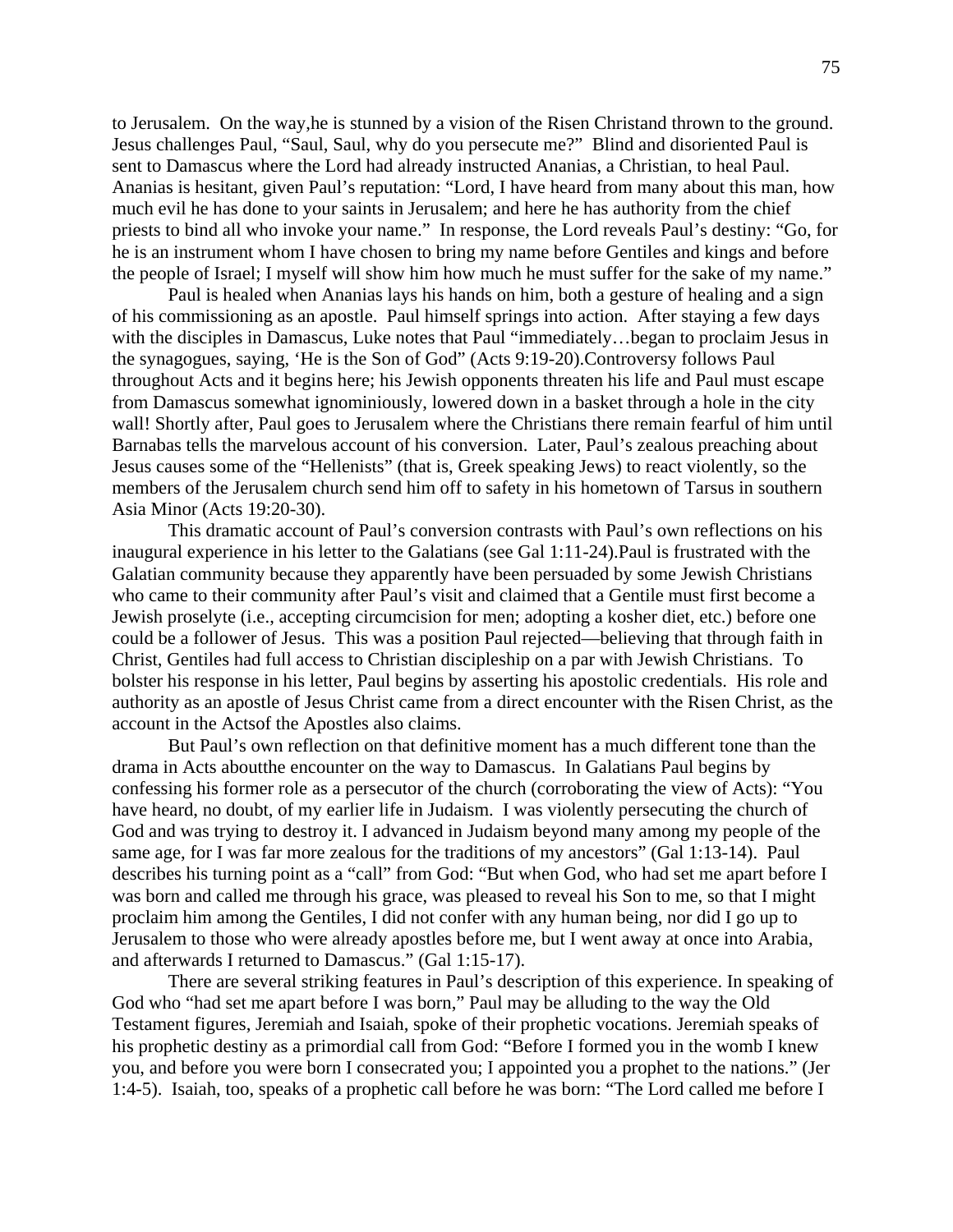to Jerusalem. On the way,he is stunned by a vision of the Risen Christand thrown to the ground. Jesus challenges Paul, "Saul, Saul, why do you persecute me?" Blind and disoriented Paul is sent to Damascus where the Lord had already instructed Ananias, a Christian, to heal Paul. Ananias is hesitant, given Paul's reputation: "Lord, I have heard from many about this man, how much evil he has done to your saints in Jerusalem; and here he has authority from the chief priests to bind all who invoke your name." In response, the Lord reveals Paul's destiny: "Go, for he is an instrument whom I have chosen to bring my name before Gentiles and kings and before the people of Israel; I myself will show him how much he must suffer for the sake of my name."

Paul is healed when Ananias lays his hands on him, both a gesture of healing and a sign of his commissioning as an apostle. Paul himself springs into action. After staying a few days with the disciples in Damascus, Luke notes that Paul "immediately…began to proclaim Jesus in the synagogues, saying, 'He is the Son of God" (Acts 9:19-20).Controversy follows Paul throughout Acts and it begins here; his Jewish opponents threaten his life and Paul must escape from Damascus somewhat ignominiously, lowered down in a basket through a hole in the city wall! Shortly after, Paul goes to Jerusalem where the Christians there remain fearful of him until Barnabas tells the marvelous account of his conversion. Later, Paul's zealous preaching about Jesus causes some of the "Hellenists" (that is, Greek speaking Jews) to react violently, so the members of the Jerusalem church send him off to safety in his hometown of Tarsus in southern Asia Minor (Acts 19:20-30).

This dramatic account of Paul's conversion contrasts with Paul's own reflections on his inaugural experience in his letter to the Galatians (see Gal 1:11-24).Paul is frustrated with the Galatian community because they apparently have been persuaded by some Jewish Christians who came to their community after Paul's visit and claimed that a Gentile must first become a Jewish proselyte (i.e., accepting circumcision for men; adopting a kosher diet, etc.) before one could be a follower of Jesus. This was a position Paul rejected—believing that through faith in Christ, Gentiles had full access to Christian discipleship on a par with Jewish Christians. To bolster his response in his letter, Paul begins by asserting his apostolic credentials. His role and authority as an apostle of Jesus Christ came from a direct encounter with the Risen Christ, as the account in the Actsof the Apostles also claims.

But Paul's own reflection on that definitive moment has a much different tone than the drama in Acts aboutthe encounter on the way to Damascus. In Galatians Paul begins by confessing his former role as a persecutor of the church (corroborating the view of Acts): "You have heard, no doubt, of my earlier life in Judaism. I was violently persecuting the church of God and was trying to destroy it. I advanced in Judaism beyond many among my people of the same age, for I was far more zealous for the traditions of my ancestors" (Gal 1:13-14). Paul describes his turning point as a "call" from God: "But when God, who had set me apart before I was born and called me through his grace, was pleased to reveal his Son to me, so that I might proclaim him among the Gentiles, I did not confer with any human being, nor did I go up to Jerusalem to those who were already apostles before me, but I went away at once into Arabia, and afterwards I returned to Damascus." (Gal 1:15-17).

There are several striking features in Paul's description of this experience. In speaking of God who "had set me apart before I was born," Paul may be alluding to the way the Old Testament figures, Jeremiah and Isaiah, spoke of their prophetic vocations. Jeremiah speaks of his prophetic destiny as a primordial call from God: "Before I formed you in the womb I knew you, and before you were born I consecrated you; I appointed you a prophet to the nations." (Jer 1:4-5). Isaiah, too, speaks of a prophetic call before he was born: "The Lord called me before I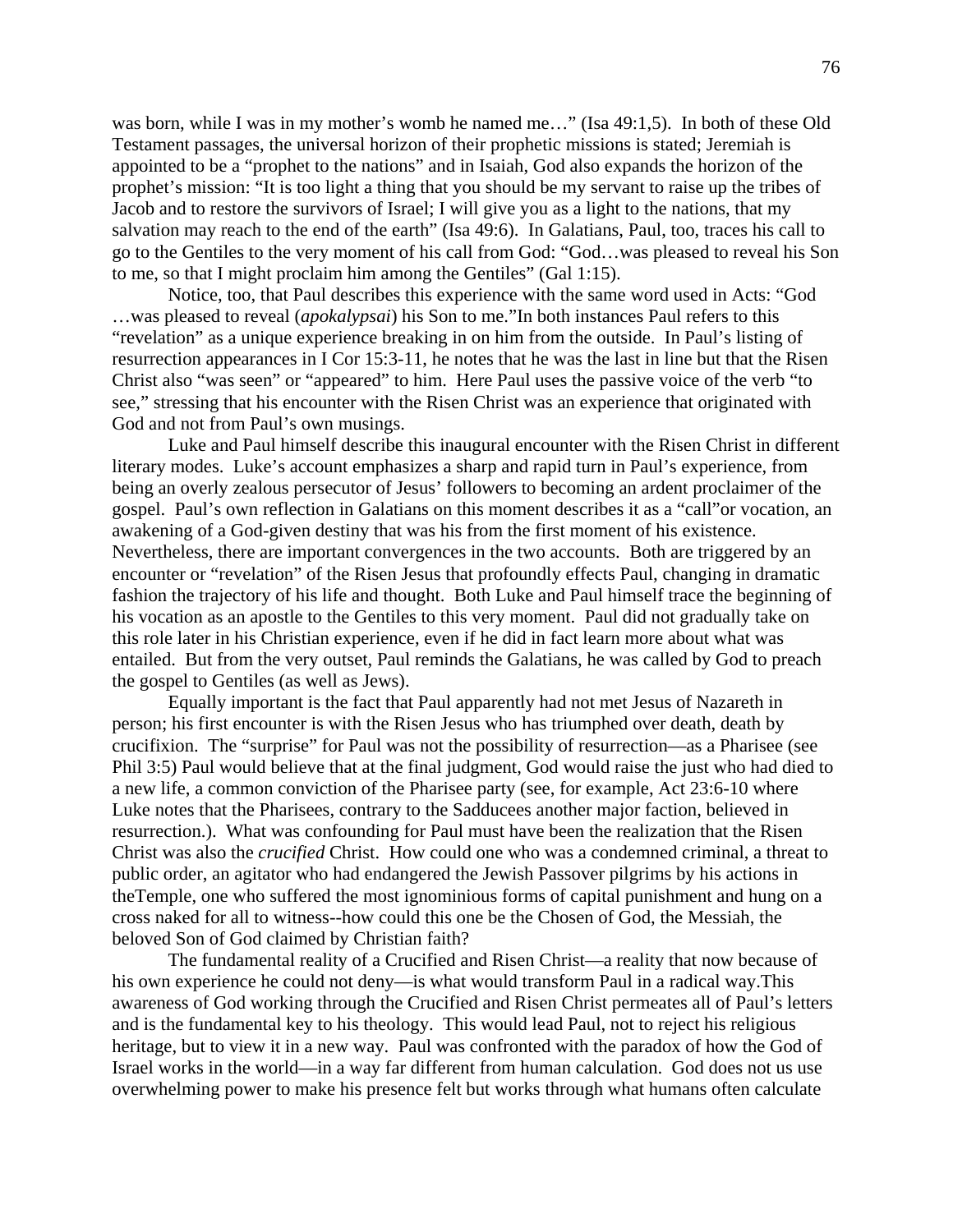was born, while I was in my mother's womb he named me…" (Isa 49:1,5). In both of these Old Testament passages, the universal horizon of their prophetic missions is stated; Jeremiah is appointed to be a "prophet to the nations" and in Isaiah, God also expands the horizon of the prophet's mission: "It is too light a thing that you should be my servant to raise up the tribes of Jacob and to restore the survivors of Israel; I will give you as a light to the nations, that my salvation may reach to the end of the earth" (Isa 49:6). In Galatians, Paul, too, traces his call to go to the Gentiles to the very moment of his call from God: "God…was pleased to reveal his Son to me, so that I might proclaim him among the Gentiles" (Gal 1:15).

Notice, too, that Paul describes this experience with the same word used in Acts: "God …was pleased to reveal (*apokalypsai*) his Son to me."In both instances Paul refers to this "revelation" as a unique experience breaking in on him from the outside. In Paul's listing of resurrection appearances in I Cor 15:3-11, he notes that he was the last in line but that the Risen Christ also "was seen" or "appeared" to him. Here Paul uses the passive voice of the verb "to see," stressing that his encounter with the Risen Christ was an experience that originated with God and not from Paul's own musings.

Luke and Paul himself describe this inaugural encounter with the Risen Christ in different literary modes. Luke's account emphasizes a sharp and rapid turn in Paul's experience, from being an overly zealous persecutor of Jesus' followers to becoming an ardent proclaimer of the gospel. Paul's own reflection in Galatians on this moment describes it as a "call"or vocation, an awakening of a God-given destiny that was his from the first moment of his existence. Nevertheless, there are important convergences in the two accounts. Both are triggered by an encounter or "revelation" of the Risen Jesus that profoundly effects Paul, changing in dramatic fashion the trajectory of his life and thought. Both Luke and Paul himself trace the beginning of his vocation as an apostle to the Gentiles to this very moment. Paul did not gradually take on this role later in his Christian experience, even if he did in fact learn more about what was entailed. But from the very outset, Paul reminds the Galatians, he was called by God to preach the gospel to Gentiles (as well as Jews).

Equally important is the fact that Paul apparently had not met Jesus of Nazareth in person; his first encounter is with the Risen Jesus who has triumphed over death, death by crucifixion. The "surprise" for Paul was not the possibility of resurrection—as a Pharisee (see Phil 3:5) Paul would believe that at the final judgment, God would raise the just who had died to a new life, a common conviction of the Pharisee party (see, for example, Act 23:6-10 where Luke notes that the Pharisees, contrary to the Sadducees another major faction, believed in resurrection.). What was confounding for Paul must have been the realization that the Risen Christ was also the *crucified* Christ. How could one who was a condemned criminal, a threat to public order, an agitator who had endangered the Jewish Passover pilgrims by his actions in theTemple, one who suffered the most ignominious forms of capital punishment and hung on a cross naked for all to witness--how could this one be the Chosen of God, the Messiah, the beloved Son of God claimed by Christian faith?

The fundamental reality of a Crucified and Risen Christ—a reality that now because of his own experience he could not deny—is what would transform Paul in a radical way.This awareness of God working through the Crucified and Risen Christ permeates all of Paul's letters and is the fundamental key to his theology. This would lead Paul, not to reject his religious heritage, but to view it in a new way. Paul was confronted with the paradox of how the God of Israel works in the world—in a way far different from human calculation. God does not us use overwhelming power to make his presence felt but works through what humans often calculate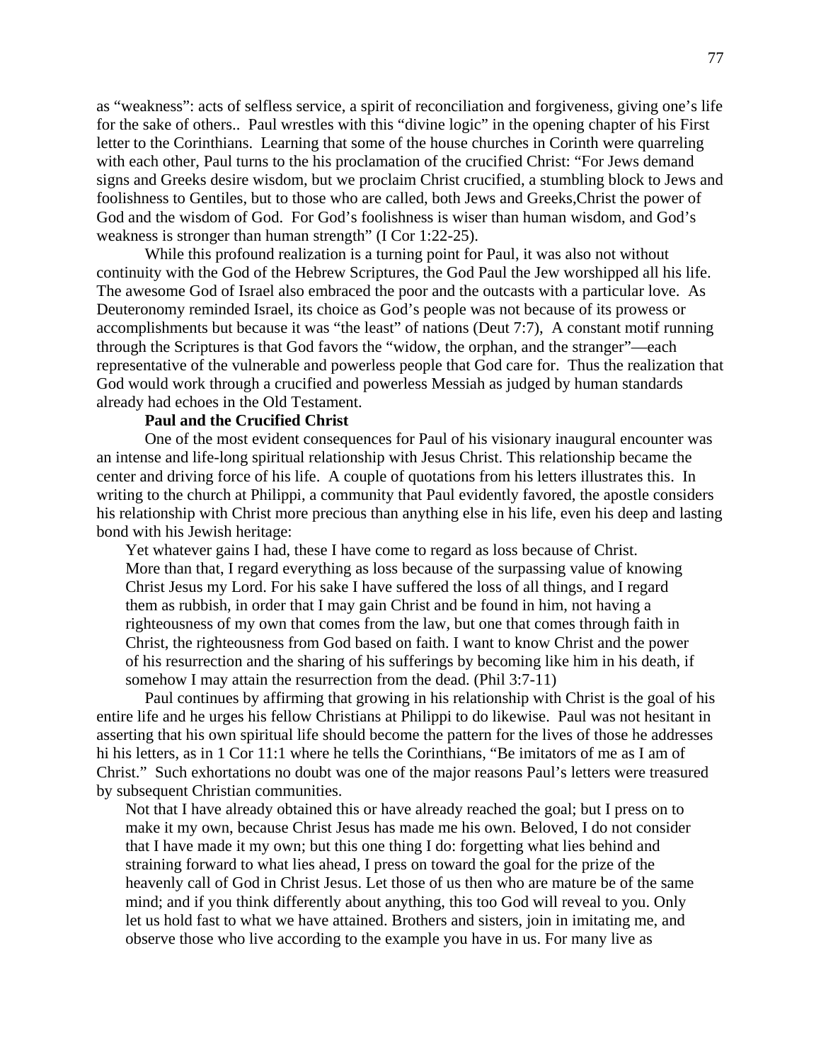as "weakness": acts of selfless service, a spirit of reconciliation and forgiveness, giving one's life for the sake of others.. Paul wrestles with this "divine logic" in the opening chapter of his First letter to the Corinthians. Learning that some of the house churches in Corinth were quarreling with each other, Paul turns to the his proclamation of the crucified Christ: "For Jews demand signs and Greeks desire wisdom, but we proclaim Christ crucified, a stumbling block to Jews and foolishness to Gentiles, but to those who are called, both Jews and Greeks,Christ the power of God and the wisdom of God. For God's foolishness is wiser than human wisdom, and God's weakness is stronger than human strength" (I Cor 1:22-25).

While this profound realization is a turning point for Paul, it was also not without continuity with the God of the Hebrew Scriptures, the God Paul the Jew worshipped all his life. The awesome God of Israel also embraced the poor and the outcasts with a particular love. As Deuteronomy reminded Israel, its choice as God's people was not because of its prowess or accomplishments but because it was "the least" of nations (Deut 7:7), A constant motif running through the Scriptures is that God favors the "widow, the orphan, and the stranger"—each representative of the vulnerable and powerless people that God care for. Thus the realization that God would work through a crucified and powerless Messiah as judged by human standards already had echoes in the Old Testament.

**Paul and the Crucified Christ**

One of the most evident consequences for Paul of his visionary inaugural encounter was an intense and life-long spiritual relationship with Jesus Christ. This relationship became the center and driving force of his life. A couple of quotations from his letters illustrates this. In writing to the church at Philippi, a community that Paul evidently favored, the apostle considers his relationship with Christ more precious than anything else in his life, even his deep and lasting bond with his Jewish heritage:

> Yet whatever gains I had, these I have come to regard as loss because of Christ. More than that, I regard everything as loss because of the surpassing value of knowing Christ Jesus my Lord. For his sake I have suffered the loss of all things, and I regard them as rubbish, in order that I may gain Christ and be found in him, not having a righteousness of my own that comes from the law, but one that comes through faith in Christ, the righteousness from God based on faith. I want to know Christ and the power of his resurrection and the sharing of his sufferings by becoming like him in his death, if somehow I may attain the resurrection from the dead. (Phil 3:7-11)

Paul continues by affirming that growing in his relationship with Christ is the goal of his entire life and he urges his fellow Christians at Philippi to do likewise. Paul was not hesitant in asserting that his own spiritual life should become the pattern for the lives of those he addresses hi his letters, as in 1 Cor 11:1 where he tells the Corinthians, "Be imitators of me as I am of Christ." Such exhortations no doubt was one of the major reasons Paul's letters were treasured by subsequent Christian communities.

> Not that I have already obtained this or have already reached the goal; but I press on to make it my own, because Christ Jesus has made me his own. Beloved, I do not consider that I have made it my own; but this one thing I do: forgetting what lies behind and straining forward to what lies ahead, I press on toward the goal for the prize of the heavenly call of God in Christ Jesus. Let those of us then who are mature be of the same mind; and if you think differently about anything, this too God will reveal to you. Only let us hold fast to what we have attained. Brothers and sisters, join in imitating me, and observe those who live according to the example you have in us. For many live as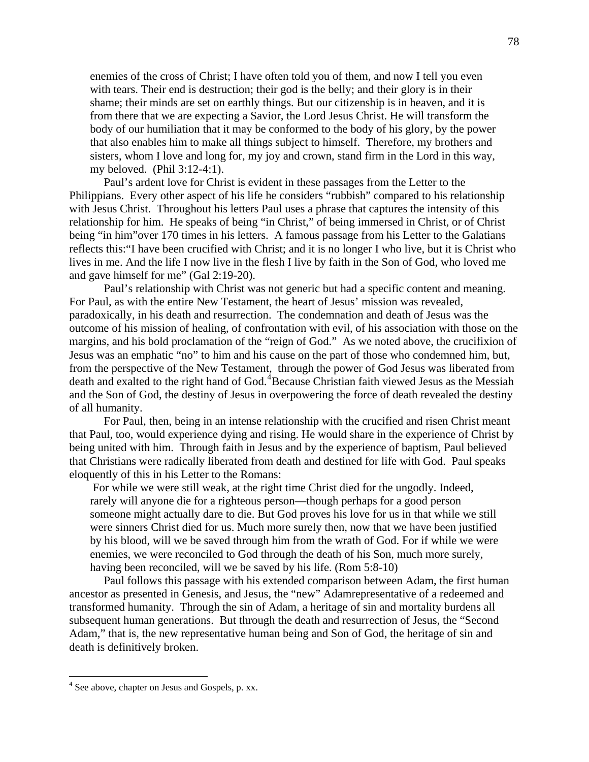> enemies of the cross of Christ; I have often told you of them, and now I tell you even with tears. Their end is destruction; their god is the belly; and their glory is in their shame; their minds are set on earthly things. But our citizenship is in heaven, and it is from there that we are expecting a Savior, the Lord Jesus Christ. He will transform the body of our humiliation that it may be conformed to the body of his glory, by the power that also enables him to make all things subject to himself. Therefore, my brothers and sisters, whom I love and long for, my joy and crown, stand firm in the Lord in this way, my beloved. (Phil 3:12-4:1).

Paul's ardent love for Christ is evident in these passages from the Letter to the Philippians. Every other aspect of his life he considers "rubbish" compared to his relationship with Jesus Christ. Throughout his letters Paul uses a phrase that captures the intensity of this relationship for him. He speaks of being "in Christ," of being immersed in Christ, or of Christ being "in him"over 170 times in his letters. A famous passage from his Letter to the Galatians reflects this:"I have been crucified with Christ; and it is no longer I who live, but it is Christ who lives in me. And the life I now live in the flesh I live by faith in the Son of God, who loved me and gave himself for me" (Gal 2:19-20).

Paul's relationship with Christ was not generic but had a specific content and meaning. For Paul, as with the entire New Testament, the heart of Jesus' mission was revealed, paradoxically, in his death and resurrection. The condemnation and death of Jesus was the outcome of his mission of healing, of confrontation with evil, of his association with those on the margins, and his bold proclamation of the "reign of God." As we noted above, the crucifixion of Jesus was an emphatic "no" to him and his cause on the part of those who condemned him, but, from the perspective of the New Testament, through the power of God Jesus was liberated from death and exalted to the right hand of God.[4]Because Christian faith viewed Jesus as the Messiah and the Son of God, the destiny of Jesus in overpowering the force of death revealed the destiny of all humanity.

For Paul, then, being in an intense relationship with the crucified and risen Christ meant that Paul, too, would experience dying and rising. He would share in the experience of Christ by being united with him. Through faith in Jesus and by the experience of baptism, Paul believed that Christians were radically liberated from death and destined for life with God. Paul speaks eloquently of this in his Letter to the Romans:

> For while we were still weak, at the right time Christ died for the ungodly. Indeed, rarely will anyone die for a righteous person—though perhaps for a good person someone might actually dare to die. But God proves his love for us in that while we still were sinners Christ died for us. Much more surely then, now that we have been justified by his blood, will we be saved through him from the wrath of God. For if while we were enemies, we were reconciled to God through the death of his Son, much more surely, having been reconciled, will we be saved by his life. (Rom 5:8-10)

Paul follows this passage with his extended comparison between Adam, the first human ancestor as presented in Genesis, and Jesus, the "new" Adamrepresentative of a redeemed and transformed humanity. Through the sin of Adam, a heritage of sin and mortality burdens all subsequent human generations. But through the death and resurrection of Jesus, the "Second Adam," that is, the new representative human being and Son of God, the heritage of sin and death is definitively broken.

---

[4] See above, chapter on Jesus and Gospels, p. xx.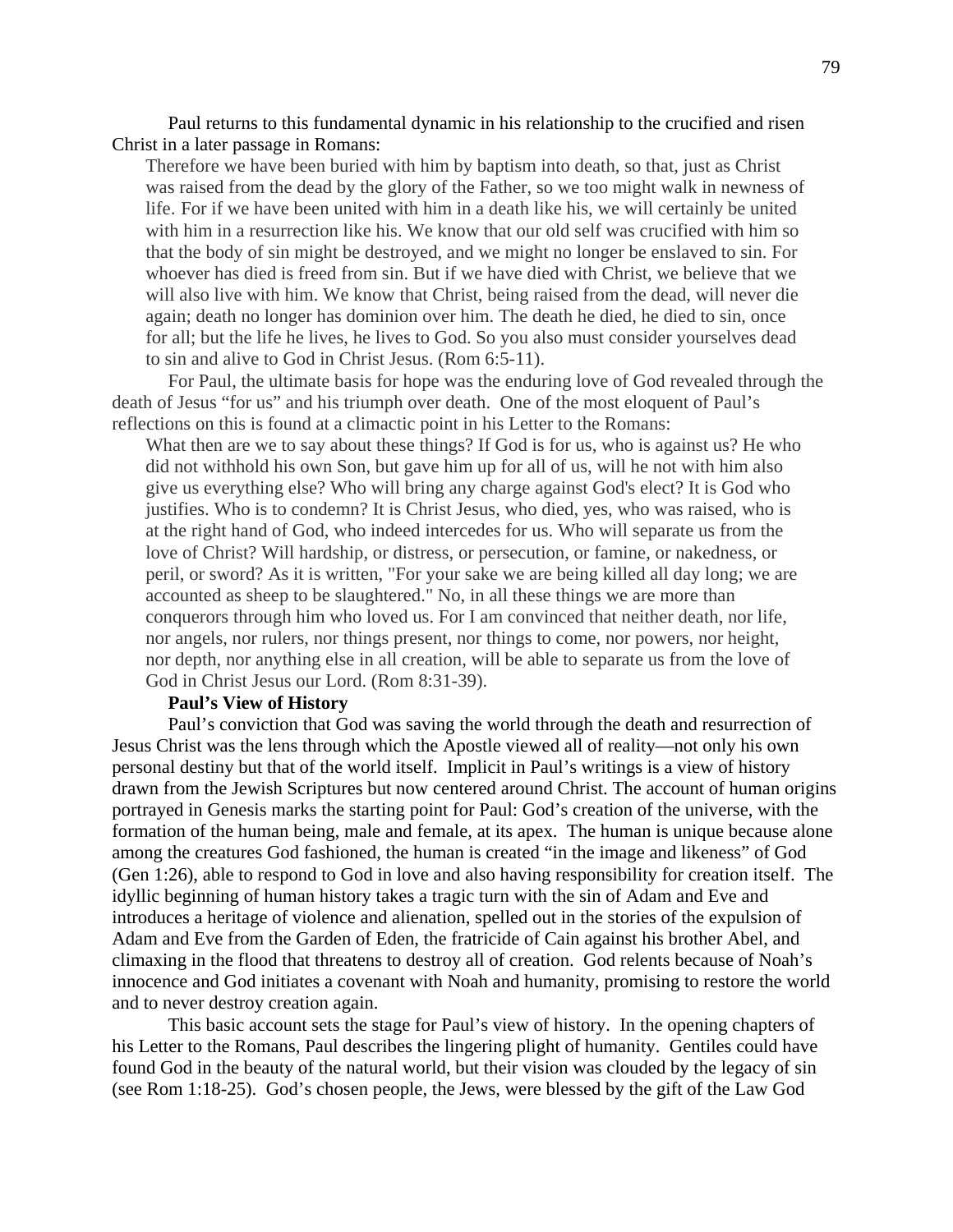Paul returns to this fundamental dynamic in his relationship to the crucified and risen Christ in a later passage in Romans:

> Therefore we have been buried with him by baptism into death, so that, just as Christ was raised from the dead by the glory of the Father, so we too might walk in newness of life. For if we have been united with him in a death like his, we will certainly be united with him in a resurrection like his. We know that our old self was crucified with him so that the body of sin might be destroyed, and we might no longer be enslaved to sin. For whoever has died is freed from sin. But if we have died with Christ, we believe that we will also live with him. We know that Christ, being raised from the dead, will never die again; death no longer has dominion over him. The death he died, he died to sin, once for all; but the life he lives, he lives to God. So you also must consider yourselves dead to sin and alive to God in Christ Jesus. (Rom 6:5-11).

For Paul, the ultimate basis for hope was the enduring love of God revealed through the death of Jesus "for us" and his triumph over death. One of the most eloquent of Paul's reflections on this is found at a climactic point in his Letter to the Romans:

> What then are we to say about these things? If God is for us, who is against us? He who did not withhold his own Son, but gave him up for all of us, will he not with him also give us everything else? Who will bring any charge against God's elect? It is God who justifies. Who is to condemn? It is Christ Jesus, who died, yes, who was raised, who is at the right hand of God, who indeed intercedes for us. Who will separate us from the love of Christ? Will hardship, or distress, or persecution, or famine, or nakedness, or peril, or sword? As it is written, "For your sake we are being killed all day long; we are accounted as sheep to be slaughtered." No, in all these things we are more than conquerors through him who loved us. For I am convinced that neither death, nor life, nor angels, nor rulers, nor things present, nor things to come, nor powers, nor height, nor depth, nor anything else in all creation, will be able to separate us from the love of God in Christ Jesus our Lord. (Rom 8:31-39).

**Paul's View of History**

Paul's conviction that God was saving the world through the death and resurrection of Jesus Christ was the lens through which the Apostle viewed all of reality—not only his own personal destiny but that of the world itself. Implicit in Paul's writings is a view of history drawn from the Jewish Scriptures but now centered around Christ. The account of human origins portrayed in Genesis marks the starting point for Paul: God's creation of the universe, with the formation of the human being, male and female, at its apex. The human is unique because alone among the creatures God fashioned, the human is created "in the image and likeness" of God (Gen 1:26), able to respond to God in love and also having responsibility for creation itself. The idyllic beginning of human history takes a tragic turn with the sin of Adam and Eve and introduces a heritage of violence and alienation, spelled out in the stories of the expulsion of Adam and Eve from the Garden of Eden, the fratricide of Cain against his brother Abel, and climaxing in the flood that threatens to destroy all of creation. God relents because of Noah's innocence and God initiates a covenant with Noah and humanity, promising to restore the world and to never destroy creation again.

This basic account sets the stage for Paul's view of history. In the opening chapters of his Letter to the Romans, Paul describes the lingering plight of humanity. Gentiles could have found God in the beauty of the natural world, but their vision was clouded by the legacy of sin (see Rom 1:18-25). God's chosen people, the Jews, were blessed by the gift of the Law God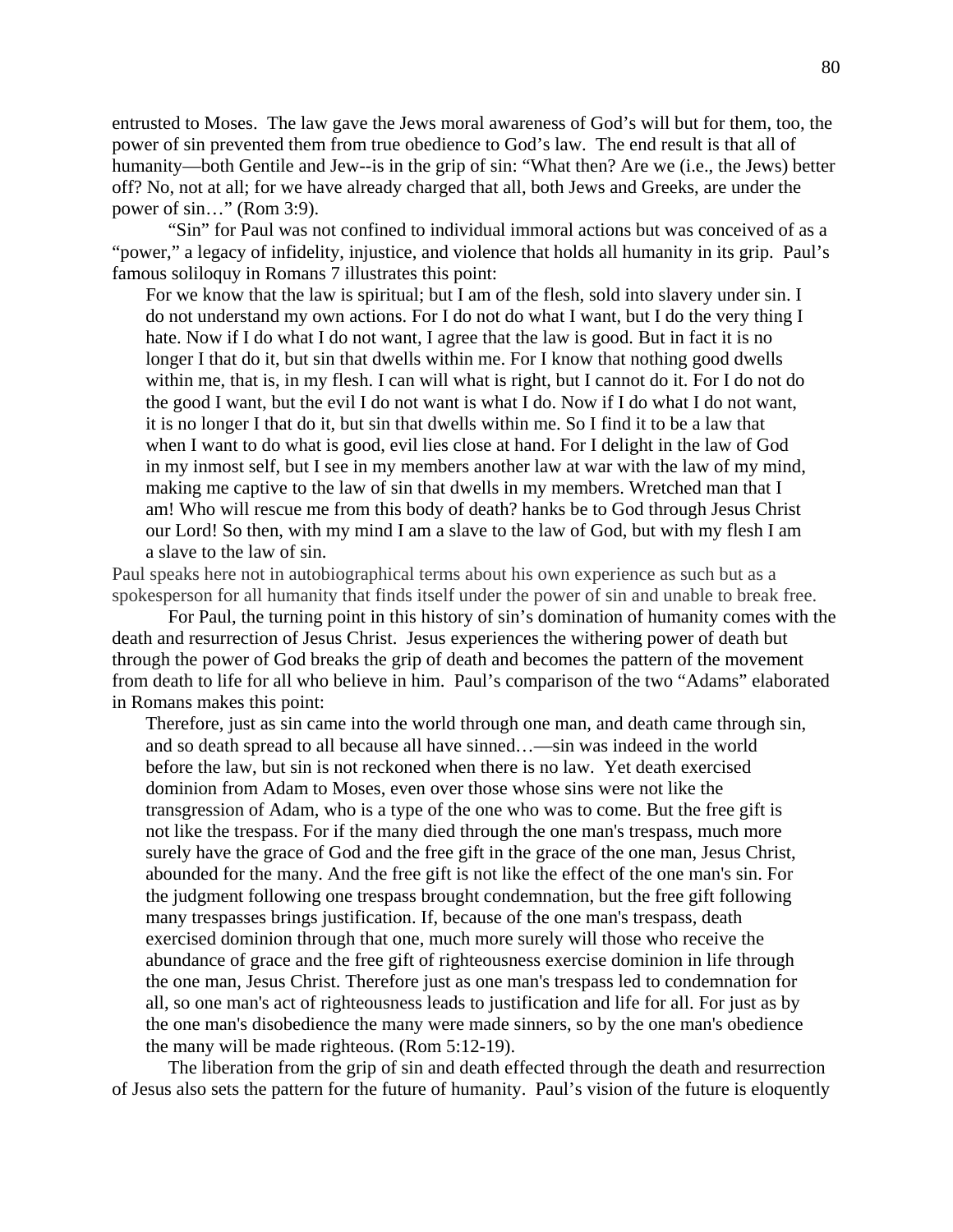entrusted to Moses. The law gave the Jews moral awareness of God's will but for them, too, the power of sin prevented them from true obedience to God's law. The end result is that all of humanity—both Gentile and Jew--is in the grip of sin: "What then? Are we (i.e., the Jews) better off? No, not at all; for we have already charged that all, both Jews and Greeks, are under the power of sin…" (Rom 3:9).

"Sin" for Paul was not confined to individual immoral actions but was conceived of as a "power," a legacy of infidelity, injustice, and violence that holds all humanity in its grip. Paul's famous soliloquy in Romans 7 illustrates this point:

> For we know that the law is spiritual; but I am of the flesh, sold into slavery under sin. I do not understand my own actions. For I do not do what I want, but I do the very thing I hate. Now if I do what I do not want, I agree that the law is good. But in fact it is no longer I that do it, but sin that dwells within me. For I know that nothing good dwells within me, that is, in my flesh. I can will what is right, but I cannot do it. For I do not do the good I want, but the evil I do not want is what I do. Now if I do what I do not want, it is no longer I that do it, but sin that dwells within me. So I find it to be a law that when I want to do what is good, evil lies close at hand. For I delight in the law of God in my inmost self, but I see in my members another law at war with the law of my mind, making me captive to the law of sin that dwells in my members. Wretched man that I am! Who will rescue me from this body of death? hanks be to God through Jesus Christ our Lord! So then, with my mind I am a slave to the law of God, but with my flesh I am a slave to the law of sin.

Paul speaks here not in autobiographical terms about his own experience as such but as a spokesperson for all humanity that finds itself under the power of sin and unable to break free.

For Paul, the turning point in this history of sin's domination of humanity comes with the death and resurrection of Jesus Christ. Jesus experiences the withering power of death but through the power of God breaks the grip of death and becomes the pattern of the movement from death to life for all who believe in him. Paul's comparison of the two "Adams" elaborated in Romans makes this point:

> Therefore, just as sin came into the world through one man, and death came through sin, and so death spread to all because all have sinned…—sin was indeed in the world before the law, but sin is not reckoned when there is no law. Yet death exercised dominion from Adam to Moses, even over those whose sins were not like the transgression of Adam, who is a type of the one who was to come. But the free gift is not like the trespass. For if the many died through the one man's trespass, much more surely have the grace of God and the free gift in the grace of the one man, Jesus Christ, abounded for the many. And the free gift is not like the effect of the one man's sin. For the judgment following one trespass brought condemnation, but the free gift following many trespasses brings justification. If, because of the one man's trespass, death exercised dominion through that one, much more surely will those who receive the abundance of grace and the free gift of righteousness exercise dominion in life through the one man, Jesus Christ. Therefore just as one man's trespass led to condemnation for all, so one man's act of righteousness leads to justification and life for all. For just as by the one man's disobedience the many were made sinners, so by the one man's obedience the many will be made righteous. (Rom 5:12-19).

The liberation from the grip of sin and death effected through the death and resurrection of Jesus also sets the pattern for the future of humanity. Paul's vision of the future is eloquently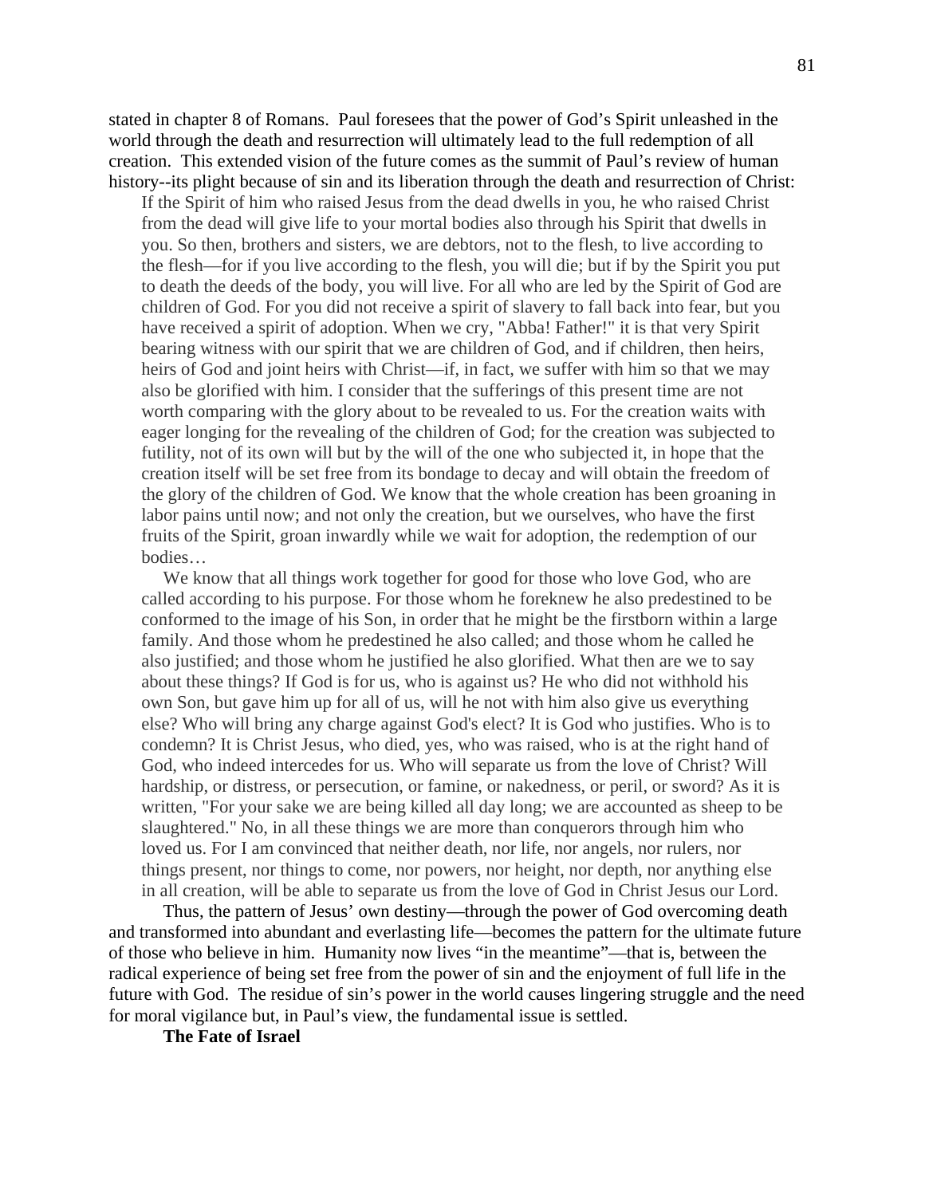stated in chapter 8 of Romans. Paul foresees that the power of God's Spirit unleashed in the world through the death and resurrection will ultimately lead to the full redemption of all creation. This extended vision of the future comes as the summit of Paul's review of human history--its plight because of sin and its liberation through the death and resurrection of Christ:

> If the Spirit of him who raised Jesus from the dead dwells in you, he who raised Christ from the dead will give life to your mortal bodies also through his Spirit that dwells in you. So then, brothers and sisters, we are debtors, not to the flesh, to live according to the flesh—for if you live according to the flesh, you will die; but if by the Spirit you put to death the deeds of the body, you will live. For all who are led by the Spirit of God are children of God. For you did not receive a spirit of slavery to fall back into fear, but you have received a spirit of adoption. When we cry, "Abba! Father!" it is that very Spirit bearing witness with our spirit that we are children of God, and if children, then heirs, heirs of God and joint heirs with Christ—if, in fact, we suffer with him so that we may also be glorified with him. I consider that the sufferings of this present time are not worth comparing with the glory about to be revealed to us. For the creation waits with eager longing for the revealing of the children of God; for the creation was subjected to futility, not of its own will but by the will of the one who subjected it, in hope that the creation itself will be set free from its bondage to decay and will obtain the freedom of the glory of the children of God. We know that the whole creation has been groaning in labor pains until now; and not only the creation, but we ourselves, who have the first fruits of the Spirit, groan inwardly while we wait for adoption, the redemption of our bodies…
>
> We know that all things work together for good for those who love God, who are called according to his purpose. For those whom he foreknew he also predestined to be conformed to the image of his Son, in order that he might be the firstborn within a large family. And those whom he predestined he also called; and those whom he called he also justified; and those whom he justified he also glorified. What then are we to say about these things? If God is for us, who is against us? He who did not withhold his own Son, but gave him up for all of us, will he not with him also give us everything else? Who will bring any charge against God's elect? It is God who justifies. Who is to condemn? It is Christ Jesus, who died, yes, who was raised, who is at the right hand of God, who indeed intercedes for us. Who will separate us from the love of Christ? Will hardship, or distress, or persecution, or famine, or nakedness, or peril, or sword? As it is written, "For your sake we are being killed all day long; we are accounted as sheep to be slaughtered." No, in all these things we are more than conquerors through him who loved us. For I am convinced that neither death, nor life, nor angels, nor rulers, nor things present, nor things to come, nor powers, nor height, nor depth, nor anything else in all creation, will be able to separate us from the love of God in Christ Jesus our Lord.

Thus, the pattern of Jesus' own destiny—through the power of God overcoming death and transformed into abundant and everlasting life—becomes the pattern for the ultimate future of those who believe in him. Humanity now lives "in the meantime"—that is, between the radical experience of being set free from the power of sin and the enjoyment of full life in the future with God. The residue of sin's power in the world causes lingering struggle and the need for moral vigilance but, in Paul's view, the fundamental issue is settled.

**The Fate of Israel**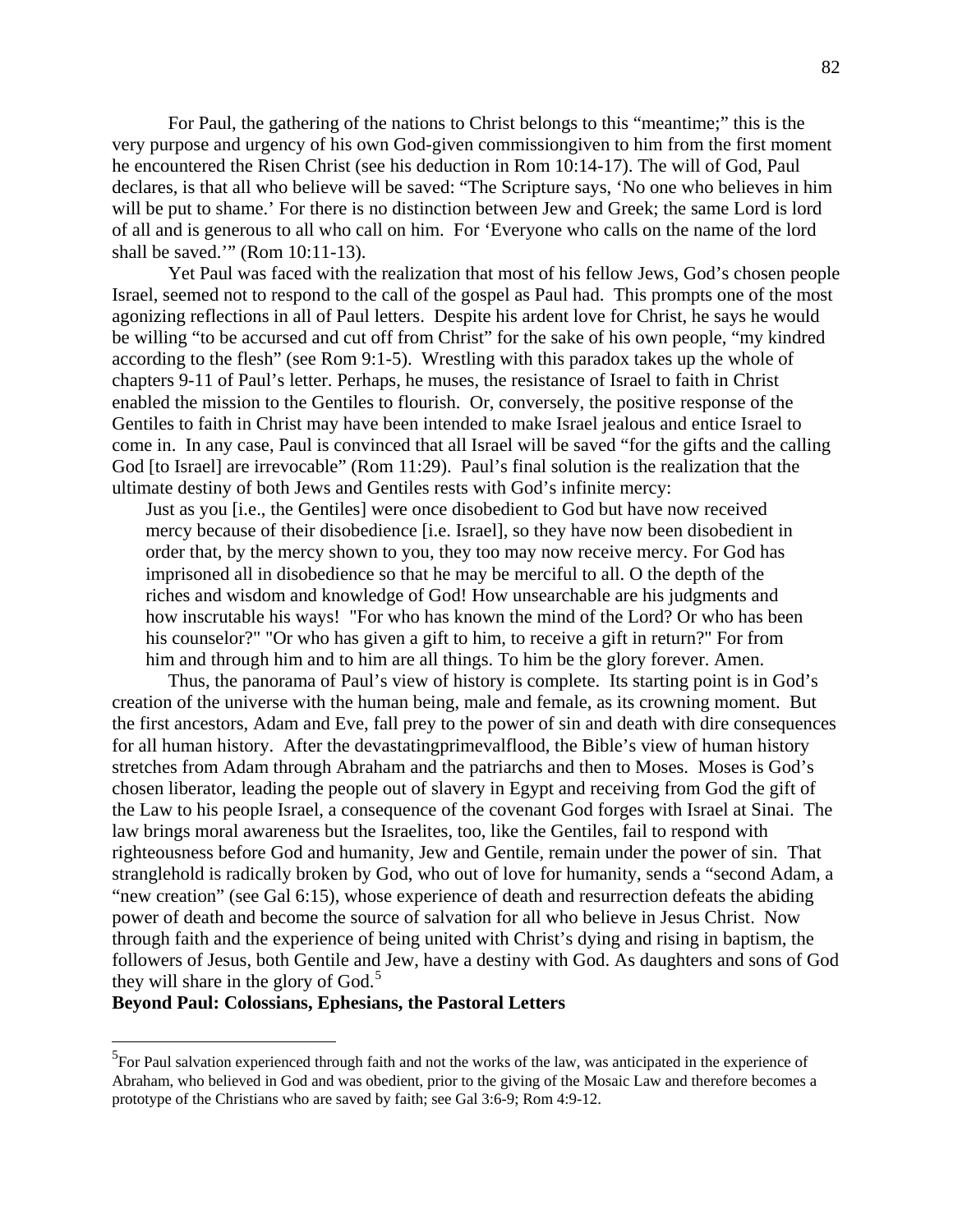For Paul, the gathering of the nations to Christ belongs to this "meantime;" this is the very purpose and urgency of his own God-given commissiongiven to him from the first moment he encountered the Risen Christ (see his deduction in Rom 10:14-17). The will of God, Paul declares, is that all who believe will be saved: "The Scripture says, 'No one who believes in him will be put to shame.' For there is no distinction between Jew and Greek; the same Lord is lord of all and is generous to all who call on him. For 'Everyone who calls on the name of the lord shall be saved.'" (Rom 10:11-13).

Yet Paul was faced with the realization that most of his fellow Jews, God's chosen people Israel, seemed not to respond to the call of the gospel as Paul had. This prompts one of the most agonizing reflections in all of Paul letters. Despite his ardent love for Christ, he says he would be willing "to be accursed and cut off from Christ" for the sake of his own people, "my kindred according to the flesh" (see Rom 9:1-5). Wrestling with this paradox takes up the whole of chapters 9-11 of Paul's letter. Perhaps, he muses, the resistance of Israel to faith in Christ enabled the mission to the Gentiles to flourish. Or, conversely, the positive response of the Gentiles to faith in Christ may have been intended to make Israel jealous and entice Israel to come in. In any case, Paul is convinced that all Israel will be saved "for the gifts and the calling God [to Israel] are irrevocable" (Rom 11:29). Paul's final solution is the realization that the ultimate destiny of both Jews and Gentiles rests with God's infinite mercy:

> Just as you [i.e., the Gentiles] were once disobedient to God but have now received mercy because of their disobedience [i.e. Israel], so they have now been disobedient in order that, by the mercy shown to you, they too may now receive mercy. For God has imprisoned all in disobedience so that he may be merciful to all. O the depth of the riches and wisdom and knowledge of God! How unsearchable are his judgments and how inscrutable his ways! "For who has known the mind of the Lord? Or who has been his counselor?" "Or who has given a gift to him, to receive a gift in return?" For from him and through him and to him are all things. To him be the glory forever. Amen.

Thus, the panorama of Paul's view of history is complete. Its starting point is in God's creation of the universe with the human being, male and female, as its crowning moment. But the first ancestors, Adam and Eve, fall prey to the power of sin and death with dire consequences for all human history. After the devastatingprimevalflood, the Bible's view of human history stretches from Adam through Abraham and the patriarchs and then to Moses. Moses is God's chosen liberator, leading the people out of slavery in Egypt and receiving from God the gift of the Law to his people Israel, a consequence of the covenant God forges with Israel at Sinai. The law brings moral awareness but the Israelites, too, like the Gentiles, fail to respond with righteousness before God and humanity, Jew and Gentile, remain under the power of sin. That stranglehold is radically broken by God, who out of love for humanity, sends a "second Adam, a "new creation" (see Gal 6:15), whose experience of death and resurrection defeats the abiding power of death and become the source of salvation for all who believe in Jesus Christ. Now through faith and the experience of being united with Christ's dying and rising in baptism, the followers of Jesus, both Gentile and Jew, have a destiny with God. As daughters and sons of God they will share in the glory of God.[5]

**Beyond Paul: Colossians, Ephesians, the Pastoral Letters**

---

[5]For Paul salvation experienced through faith and not the works of the law, was anticipated in the experience of Abraham, who believed in God and was obedient, prior to the giving of the Mosaic Law and therefore becomes a prototype of the Christians who are saved by faith; see Gal 3:6-9; Rom 4:9-12.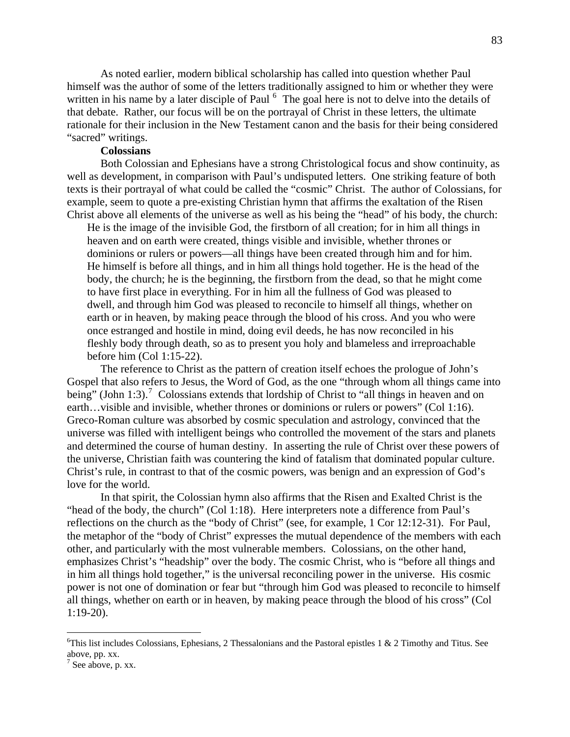As noted earlier, modern biblical scholarship has called into question whether Paul himself was the author of some of the letters traditionally assigned to him or whether they were written in his name by a later disciple of Paul [6] The goal here is not to delve into the details of that debate. Rather, our focus will be on the portrayal of Christ in these letters, the ultimate rationale for their inclusion in the New Testament canon and the basis for their being considered "sacred" writings.

**Colossians**

Both Colossian and Ephesians have a strong Christological focus and show continuity, as well as development, in comparison with Paul's undisputed letters. One striking feature of both texts is their portrayal of what could be called the "cosmic" Christ. The author of Colossians, for example, seem to quote a pre-existing Christian hymn that affirms the exaltation of the Risen Christ above all elements of the universe as well as his being the "head" of his body, the church:

> He is the image of the invisible God, the firstborn of all creation; for in him all things in heaven and on earth were created, things visible and invisible, whether thrones or dominions or rulers or powers—all things have been created through him and for him. He himself is before all things, and in him all things hold together. He is the head of the body, the church; he is the beginning, the firstborn from the dead, so that he might come to have first place in everything. For in him all the fullness of God was pleased to dwell, and through him God was pleased to reconcile to himself all things, whether on earth or in heaven, by making peace through the blood of his cross. And you who were once estranged and hostile in mind, doing evil deeds, he has now reconciled in his fleshly body through death, so as to present you holy and blameless and irreproachable before him (Col 1:15-22).

The reference to Christ as the pattern of creation itself echoes the prologue of John's Gospel that also refers to Jesus, the Word of God, as the one "through whom all things came into being" (John 1:3).[7] Colossians extends that lordship of Christ to "all things in heaven and on earth…visible and invisible, whether thrones or dominions or rulers or powers" (Col 1:16). Greco-Roman culture was absorbed by cosmic speculation and astrology, convinced that the universe was filled with intelligent beings who controlled the movement of the stars and planets and determined the course of human destiny. In asserting the rule of Christ over these powers of the universe, Christian faith was countering the kind of fatalism that dominated popular culture. Christ's rule, in contrast to that of the cosmic powers, was benign and an expression of God's love for the world.

In that spirit, the Colossian hymn also affirms that the Risen and Exalted Christ is the "head of the body, the church" (Col 1:18). Here interpreters note a difference from Paul's reflections on the church as the "body of Christ" (see, for example, 1 Cor 12:12-31). For Paul, the metaphor of the "body of Christ" expresses the mutual dependence of the members with each other, and particularly with the most vulnerable members. Colossians, on the other hand, emphasizes Christ's "headship" over the body. The cosmic Christ, who is "before all things and in him all things hold together," is the universal reconciling power in the universe. His cosmic power is not one of domination or fear but "through him God was pleased to reconcile to himself all things, whether on earth or in heaven, by making peace through the blood of his cross" (Col 1:19-20).

---

[6] This list includes Colossians, Ephesians, 2 Thessalonians and the Pastoral epistles 1 & 2 Timothy and Titus. See above, pp. xx.

[7] See above, p. xx.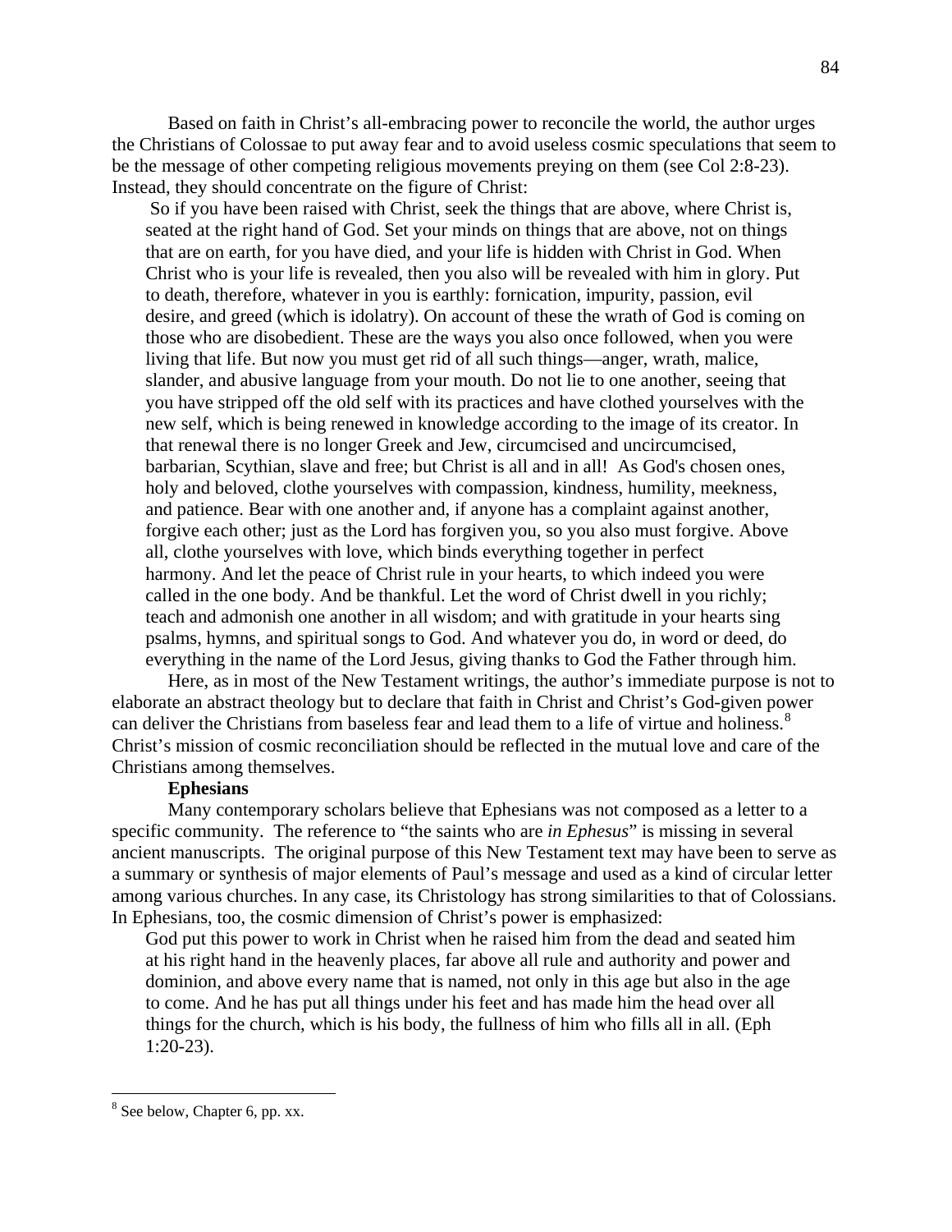Based on faith in Christ's all-embracing power to reconcile the world, the author urges the Christians of Colossae to put away fear and to avoid useless cosmic speculations that seem to be the message of other competing religious movements preying on them (see Col 2:8-23). Instead, they should concentrate on the figure of Christ:

> So if you have been raised with Christ, seek the things that are above, where Christ is, seated at the right hand of God. Set your minds on things that are above, not on things that are on earth, for you have died, and your life is hidden with Christ in God. When Christ who is your life is revealed, then you also will be revealed with him in glory. Put to death, therefore, whatever in you is earthly: fornication, impurity, passion, evil desire, and greed (which is idolatry). On account of these the wrath of God is coming on those who are disobedient. These are the ways you also once followed, when you were living that life. But now you must get rid of all such things—anger, wrath, malice, slander, and abusive language from your mouth. Do not lie to one another, seeing that you have stripped off the old self with its practices and have clothed yourselves with the new self, which is being renewed in knowledge according to the image of its creator. In that renewal there is no longer Greek and Jew, circumcised and uncircumcised, barbarian, Scythian, slave and free; but Christ is all and in all! As God's chosen ones, holy and beloved, clothe yourselves with compassion, kindness, humility, meekness, and patience. Bear with one another and, if anyone has a complaint against another, forgive each other; just as the Lord has forgiven you, so you also must forgive. Above all, clothe yourselves with love, which binds everything together in perfect harmony. And let the peace of Christ rule in your hearts, to which indeed you were called in the one body. And be thankful. Let the word of Christ dwell in you richly; teach and admonish one another in all wisdom; and with gratitude in your hearts sing psalms, hymns, and spiritual songs to God. And whatever you do, in word or deed, do everything in the name of the Lord Jesus, giving thanks to God the Father through him.

Here, as in most of the New Testament writings, the author's immediate purpose is not to elaborate an abstract theology but to declare that faith in Christ and Christ's God-given power can deliver the Christians from baseless fear and lead them to a life of virtue and holiness.[8] Christ's mission of cosmic reconciliation should be reflected in the mutual love and care of the Christians among themselves.

**Ephesians**

Many contemporary scholars believe that Ephesians was not composed as a letter to a specific community. The reference to "the saints who are *in Ephesus*" is missing in several ancient manuscripts. The original purpose of this New Testament text may have been to serve as a summary or synthesis of major elements of Paul's message and used as a kind of circular letter among various churches. In any case, its Christology has strong similarities to that of Colossians. In Ephesians, too, the cosmic dimension of Christ's power is emphasized:

> God put this power to work in Christ when he raised him from the dead and seated him at his right hand in the heavenly places, far above all rule and authority and power and dominion, and above every name that is named, not only in this age but also in the age to come. And he has put all things under his feet and has made him the head over all things for the church, which is his body, the fullness of him who fills all in all. (Eph 1:20-23).

---

[8] See below, Chapter 6, pp. xx.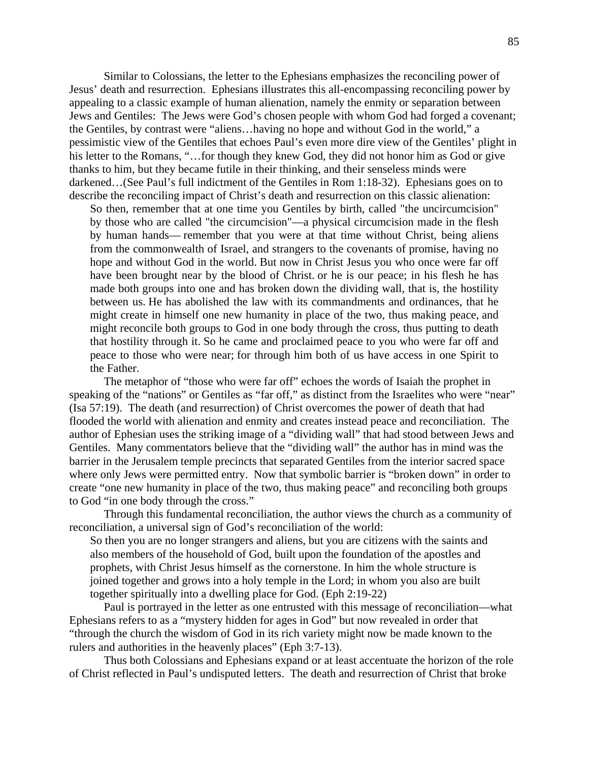Similar to Colossians, the letter to the Ephesians emphasizes the reconciling power of Jesus' death and resurrection. Ephesians illustrates this all-encompassing reconciling power by appealing to a classic example of human alienation, namely the enmity or separation between Jews and Gentiles: The Jews were God's chosen people with whom God had forged a covenant; the Gentiles, by contrast were "aliens…having no hope and without God in the world," a pessimistic view of the Gentiles that echoes Paul's even more dire view of the Gentiles' plight in his letter to the Romans, "…for though they knew God, they did not honor him as God or give thanks to him, but they became futile in their thinking, and their senseless minds were darkened…(See Paul's full indictment of the Gentiles in Rom 1:18-32). Ephesians goes on to describe the reconciling impact of Christ's death and resurrection on this classic alienation:

> So then, remember that at one time you Gentiles by birth, called "the uncircumcision" by those who are called "the circumcision"—a physical circumcision made in the flesh by human hands— remember that you were at that time without Christ, being aliens from the commonwealth of Israel, and strangers to the covenants of promise, having no hope and without God in the world. But now in Christ Jesus you who once were far off have been brought near by the blood of Christ. or he is our peace; in his flesh he has made both groups into one and has broken down the dividing wall, that is, the hostility between us. He has abolished the law with its commandments and ordinances, that he might create in himself one new humanity in place of the two, thus making peace, and might reconcile both groups to God in one body through the cross, thus putting to death that hostility through it. So he came and proclaimed peace to you who were far off and peace to those who were near; for through him both of us have access in one Spirit to the Father.

The metaphor of "those who were far off" echoes the words of Isaiah the prophet in speaking of the "nations" or Gentiles as "far off," as distinct from the Israelites who were "near" (Isa 57:19). The death (and resurrection) of Christ overcomes the power of death that had flooded the world with alienation and enmity and creates instead peace and reconciliation. The author of Ephesian uses the striking image of a "dividing wall" that had stood between Jews and Gentiles. Many commentators believe that the "dividing wall" the author has in mind was the barrier in the Jerusalem temple precincts that separated Gentiles from the interior sacred space where only Jews were permitted entry. Now that symbolic barrier is "broken down" in order to create "one new humanity in place of the two, thus making peace" and reconciling both groups to God "in one body through the cross."

Through this fundamental reconciliation, the author views the church as a community of reconciliation, a universal sign of God's reconciliation of the world:

> So then you are no longer strangers and aliens, but you are citizens with the saints and also members of the household of God, built upon the foundation of the apostles and prophets, with Christ Jesus himself as the cornerstone. In him the whole structure is joined together and grows into a holy temple in the Lord; in whom you also are built together spiritually into a dwelling place for God. (Eph 2:19-22)

Paul is portrayed in the letter as one entrusted with this message of reconciliation—what Ephesians refers to as a "mystery hidden for ages in God" but now revealed in order that "through the church the wisdom of God in its rich variety might now be made known to the rulers and authorities in the heavenly places" (Eph 3:7-13).

Thus both Colossians and Ephesians expand or at least accentuate the horizon of the role of Christ reflected in Paul's undisputed letters. The death and resurrection of Christ that broke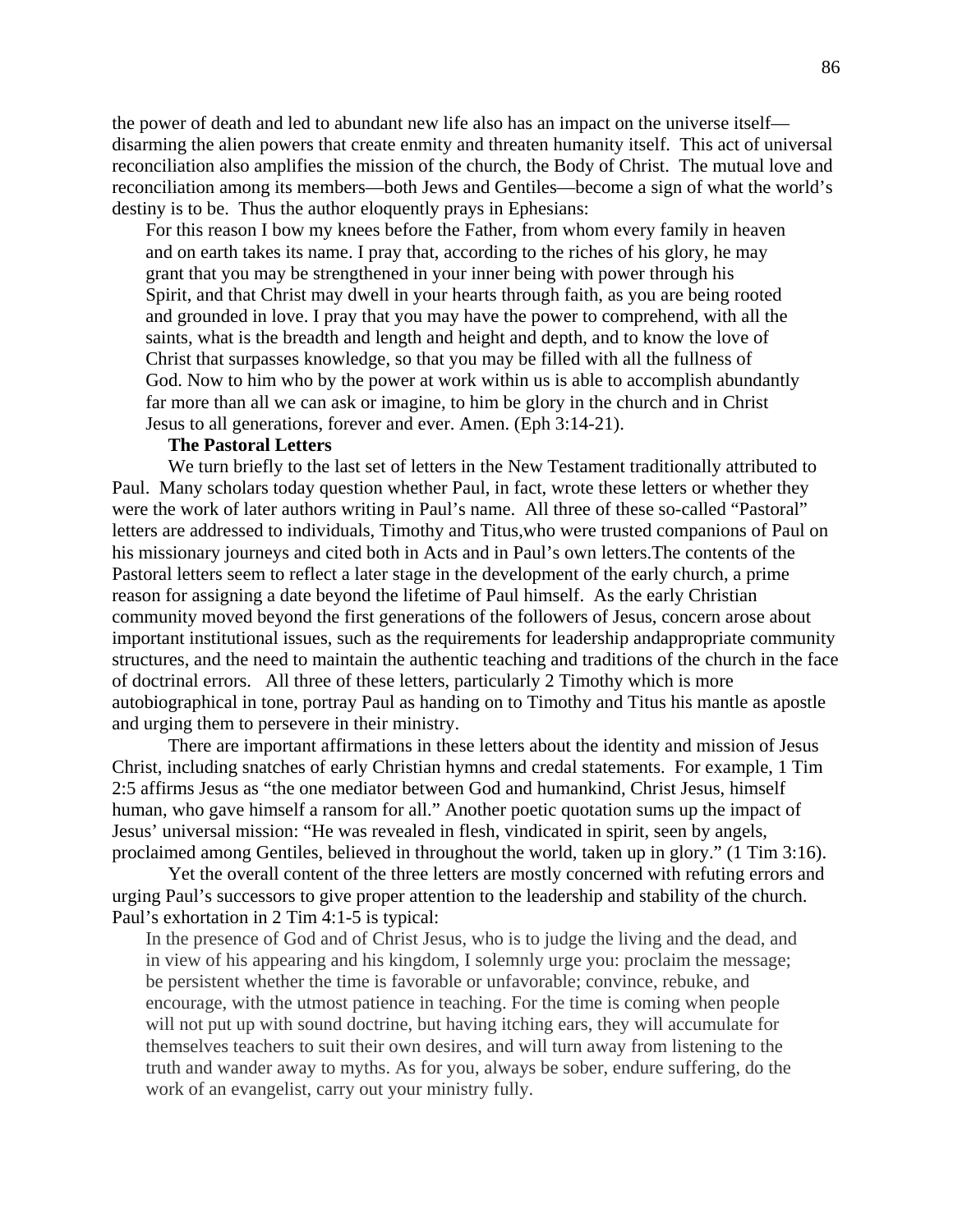the power of death and led to abundant new life also has an impact on the universe itself—disarming the alien powers that create enmity and threaten humanity itself. This act of universal reconciliation also amplifies the mission of the church, the Body of Christ. The mutual love and reconciliation among its members—both Jews and Gentiles—become a sign of what the world's destiny is to be. Thus the author eloquently prays in Ephesians:

> For this reason I bow my knees before the Father, from whom every family in heaven and on earth takes its name. I pray that, according to the riches of his glory, he may grant that you may be strengthened in your inner being with power through his Spirit, and that Christ may dwell in your hearts through faith, as you are being rooted and grounded in love. I pray that you may have the power to comprehend, with all the saints, what is the breadth and length and height and depth, and to know the love of Christ that surpasses knowledge, so that you may be filled with all the fullness of God. Now to him who by the power at work within us is able to accomplish abundantly far more than all we can ask or imagine, to him be glory in the church and in Christ Jesus to all generations, forever and ever. Amen. (Eph 3:14-21).

**The Pastoral Letters**

We turn briefly to the last set of letters in the New Testament traditionally attributed to Paul. Many scholars today question whether Paul, in fact, wrote these letters or whether they were the work of later authors writing in Paul's name. All three of these so-called "Pastoral" letters are addressed to individuals, Timothy and Titus,who were trusted companions of Paul on his missionary journeys and cited both in Acts and in Paul's own letters.The contents of the Pastoral letters seem to reflect a later stage in the development of the early church, a prime reason for assigning a date beyond the lifetime of Paul himself. As the early Christian community moved beyond the first generations of the followers of Jesus, concern arose about important institutional issues, such as the requirements for leadership andappropriate community structures, and the need to maintain the authentic teaching and traditions of the church in the face of doctrinal errors. All three of these letters, particularly 2 Timothy which is more autobiographical in tone, portray Paul as handing on to Timothy and Titus his mantle as apostle and urging them to persevere in their ministry.

There are important affirmations in these letters about the identity and mission of Jesus Christ, including snatches of early Christian hymns and credal statements. For example, 1 Tim 2:5 affirms Jesus as "the one mediator between God and humankind, Christ Jesus, himself human, who gave himself a ransom for all." Another poetic quotation sums up the impact of Jesus' universal mission: "He was revealed in flesh, vindicated in spirit, seen by angels, proclaimed among Gentiles, believed in throughout the world, taken up in glory." (1 Tim 3:16).

Yet the overall content of the three letters are mostly concerned with refuting errors and urging Paul's successors to give proper attention to the leadership and stability of the church. Paul's exhortation in 2 Tim 4:1-5 is typical:

> In the presence of God and of Christ Jesus, who is to judge the living and the dead, and in view of his appearing and his kingdom, I solemnly urge you: proclaim the message; be persistent whether the time is favorable or unfavorable; convince, rebuke, and encourage, with the utmost patience in teaching. For the time is coming when people will not put up with sound doctrine, but having itching ears, they will accumulate for themselves teachers to suit their own desires, and will turn away from listening to the truth and wander away to myths. As for you, always be sober, endure suffering, do the work of an evangelist, carry out your ministry fully.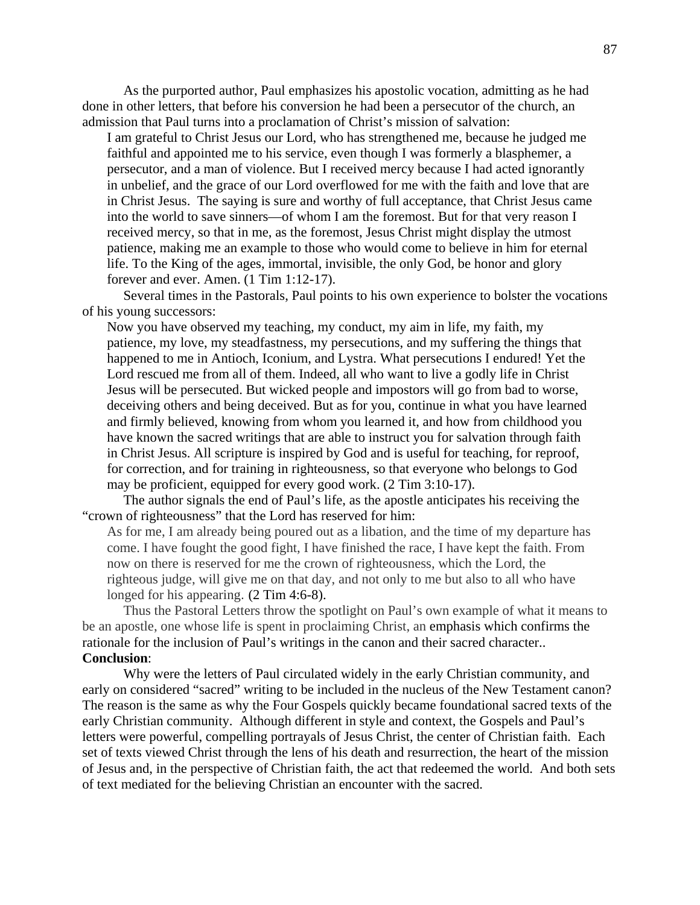As the purported author, Paul emphasizes his apostolic vocation, admitting as he had done in other letters, that before his conversion he had been a persecutor of the church, an admission that Paul turns into a proclamation of Christ's mission of salvation:

> I am grateful to Christ Jesus our Lord, who has strengthened me, because he judged me faithful and appointed me to his service, even though I was formerly a blasphemer, a persecutor, and a man of violence. But I received mercy because I had acted ignorantly in unbelief, and the grace of our Lord overflowed for me with the faith and love that are in Christ Jesus. The saying is sure and worthy of full acceptance, that Christ Jesus came into the world to save sinners—of whom I am the foremost. But for that very reason I received mercy, so that in me, as the foremost, Jesus Christ might display the utmost patience, making me an example to those who would come to believe in him for eternal life. To the King of the ages, immortal, invisible, the only God, be honor and glory forever and ever. Amen. (1 Tim 1:12-17).

Several times in the Pastorals, Paul points to his own experience to bolster the vocations of his young successors:

> Now you have observed my teaching, my conduct, my aim in life, my faith, my patience, my love, my steadfastness, my persecutions, and my suffering the things that happened to me in Antioch, Iconium, and Lystra. What persecutions I endured! Yet the Lord rescued me from all of them. Indeed, all who want to live a godly life in Christ Jesus will be persecuted. But wicked people and impostors will go from bad to worse, deceiving others and being deceived. But as for you, continue in what you have learned and firmly believed, knowing from whom you learned it, and how from childhood you have known the sacred writings that are able to instruct you for salvation through faith in Christ Jesus. All scripture is inspired by God and is useful for teaching, for reproof, for correction, and for training in righteousness, so that everyone who belongs to God may be proficient, equipped for every good work. (2 Tim 3:10-17).

The author signals the end of Paul's life, as the apostle anticipates his receiving the "crown of righteousness" that the Lord has reserved for him:

> As for me, I am already being poured out as a libation, and the time of my departure has come. I have fought the good fight, I have finished the race, I have kept the faith. From now on there is reserved for me the crown of righteousness, which the Lord, the righteous judge, will give me on that day, and not only to me but also to all who have longed for his appearing. (2 Tim 4:6-8).

Thus the Pastoral Letters throw the spotlight on Paul's own example of what it means to be an apostle, one whose life is spent in proclaiming Christ, an emphasis which confirms the rationale for the inclusion of Paul's writings in the canon and their sacred character..

**Conclusion**:

Why were the letters of Paul circulated widely in the early Christian community, and early on considered "sacred" writing to be included in the nucleus of the New Testament canon? The reason is the same as why the Four Gospels quickly became foundational sacred texts of the early Christian community. Although different in style and context, the Gospels and Paul's letters were powerful, compelling portrayals of Jesus Christ, the center of Christian faith. Each set of texts viewed Christ through the lens of his death and resurrection, the heart of the mission of Jesus and, in the perspective of Christian faith, the act that redeemed the world. And both sets of text mediated for the believing Christian an encounter with the sacred.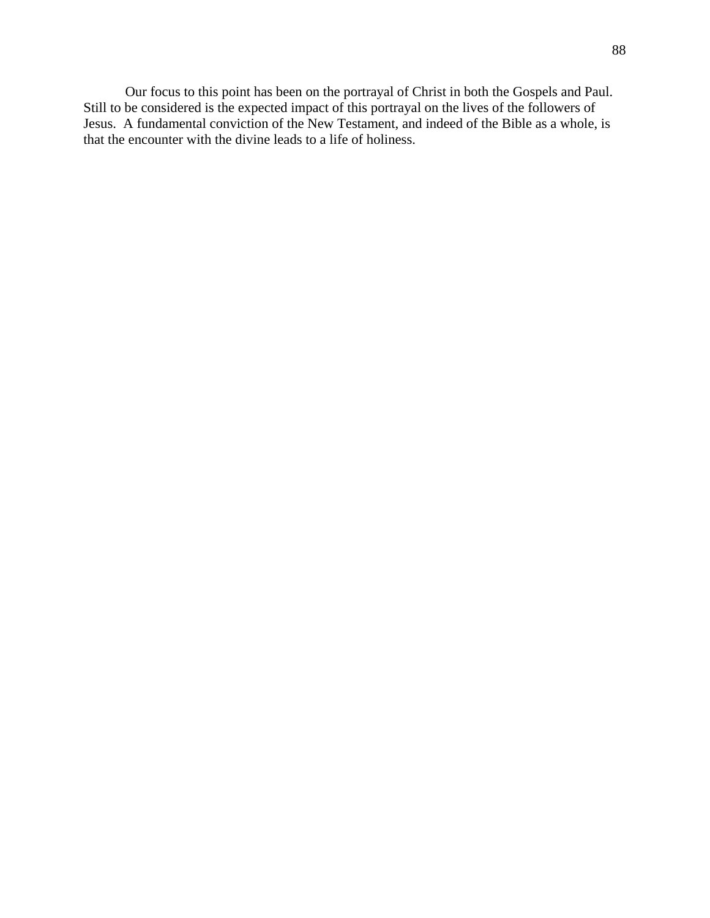Our focus to this point has been on the portrayal of Christ in both the Gospels and Paul. Still to be considered is the expected impact of this portrayal on the lives of the followers of Jesus. A fundamental conviction of the New Testament, and indeed of the Bible as a whole, is that the encounter with the divine leads to a life of holiness.